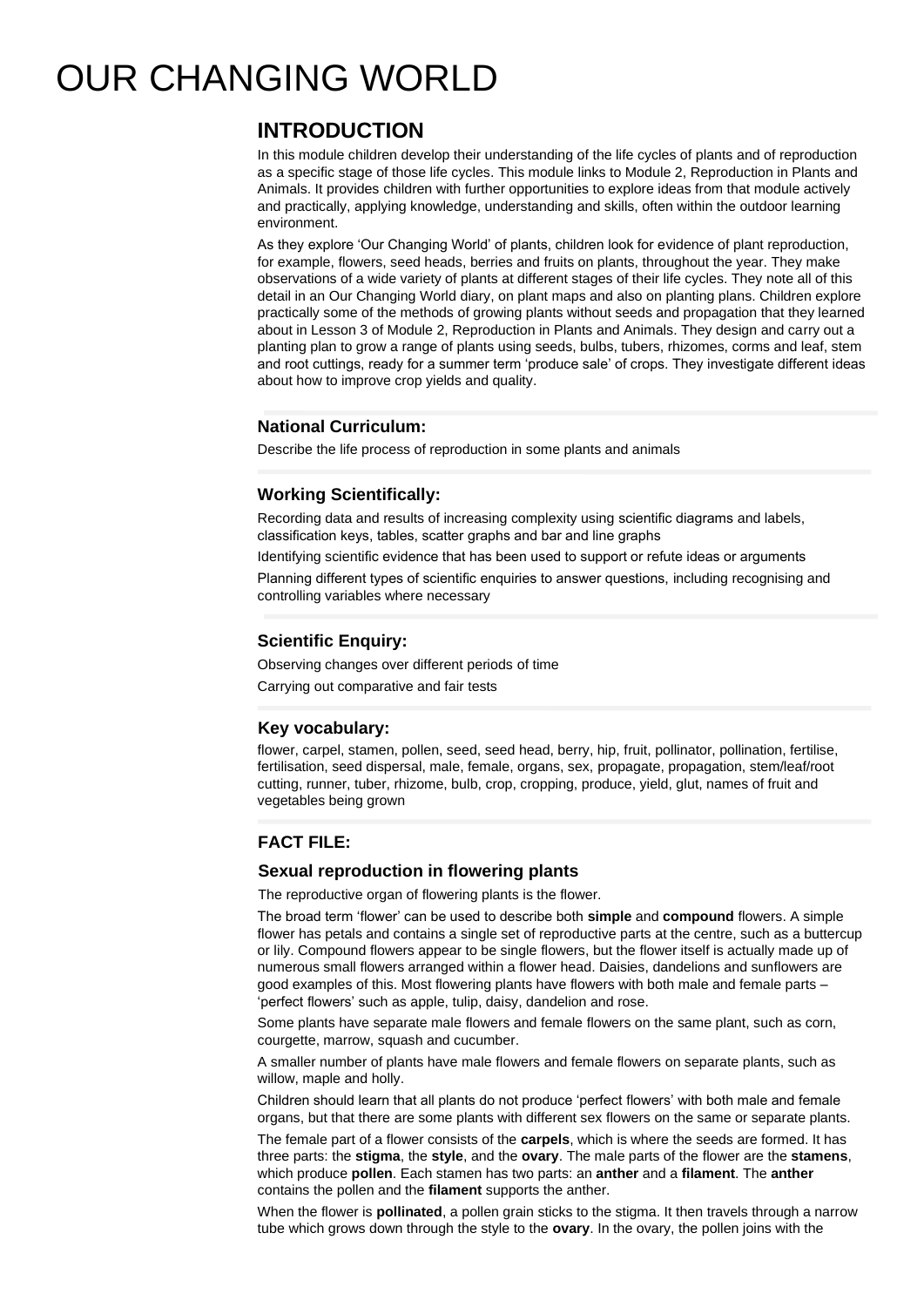# OUR CHANGING WORLD

## INTRODUCTION

In this module children develop their understanding of the life cycles of plants and of reproduction as a specific stage of those life cycles. This module links to Module 2, Reproduction in Plants and Animals. It provides children with further opportunities to explore ideas from that module actively and practically, applying knowledge, understanding and skills, often within the outdoor learning environment.

As they explore 'Our Changing World' of plants, children look for evidence of plant reproduction, for example, flowers, seed heads, berries and fruits on plants, throughout the year. They make observations of a wide variety of plants at different stages of their life cycles. They note all of this detail in an Our Changing World diary, on plant maps and also on planting plans. Children explore practically some of the methods of growing plants without seeds and propagation that they learned about in Lesson 3 of Module 2, Reproduction in Plants and Animals. They design and carry out a planting plan to grow a range of plants using seeds, bulbs, tubers, rhizomes, corms and leaf, stem and root cuttings, ready for a summer term 'produce sale' of crops. They investigate different ideas about how to improve crop yields and quality.

### National Curriculum:

Describe the life process of reproduction in some plants and animals

### Working Scientifically:

Recording data and results of increasing complexity using scientific diagrams and labels, classification keys, tables, scatter graphs and bar and line graphs

Identifying scientific evidence that has been used to support or refute ideas or arguments

Planning different types of scientific enquiries to answer questions, including recognising and controlling variables where necessary

### Scientific Enquiry:

Observing changes over different periods of time

Carrying out comparative and fair tests

### Key vocabulary:

flower, carpel, stamen, pollen, seed, seed head, berry, hip, fruit, pollinator, pollination, fertilise, fertilisation, seed dispersal, male, female, organs, sex, propagate, propagation, stem/leaf/root cutting, runner, tuber, rhizome, bulb, crop, cropping, produce, yield, glut, names of fruit and vegetables being grown

## FACT FILE:

### Sexual reproduction in flowering plants

The reproductive organ of flowering plants is the flower.

The broad term 'flower' can be used to describe both **simple** and **compound** flowers. A simple flower has petals and contains a single set of reproductive parts at the centre, such as a buttercup or lily. Compound flowers appear to be single flowers, but the flower itself is actually made up of numerous small flowers arranged within a flower head. Daisies, dandelions and sunflowers are good examples of this. Most flowering plants have flowers with both male and female parts – 'perfect flowers' such as apple, tulip, daisy, dandelion and rose.

Some plants have separate male flowers and female flowers on the same plant, such as corn, courgette, marrow, squash and cucumber.

A smaller number of plants have male flowers and female flowers on separate plants, such as willow, maple and holly.

Children should learn that all plants do not produce 'perfect flowers' with both male and female organs, but that there are some plants with different sex flowers on the same or separate plants.

The female part of a flower consists of the **carpels**, which is where the seeds are formed. It has three parts: the **stigma**, the **style**, and the **ovary**. The male parts of the flower are the **stamens**, which produce **pollen**. Each stamen has two parts: an **anther** and a **filament**. The **anther** contains the pollen and the **filament** supports the anther.

When the flower is **pollinated**, a pollen grain sticks to the stigma. It then travels through a narrow tube which grows down through the style to the **ovary**. In the ovary, the pollen joins with the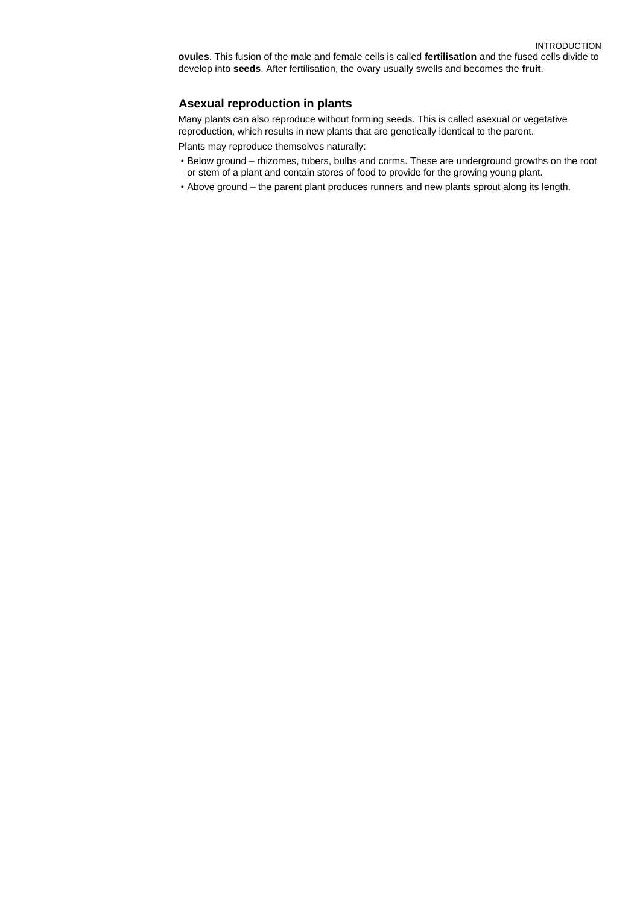**ovules**. This fusion of the male and female cells is called **fertilisation** and the fused cells divide to develop into **seeds**. After fertilisation, the ovary usually swells and becomes the **fruit**.

## Asexual reproduction in plants

Many plants can also reproduce without forming seeds. This is called asexual or vegetative reproduction, which results in new plants that are genetically identical to the parent.

Plants may reproduce themselves naturally:

- Below ground – rhizomes, tubers, bulbs and corms. These are underground growths on the root or stem of a plant and contain stores of food to provide for the growing young plant.
- Above ground – the parent plant produces runners and new plants sprout along its length.